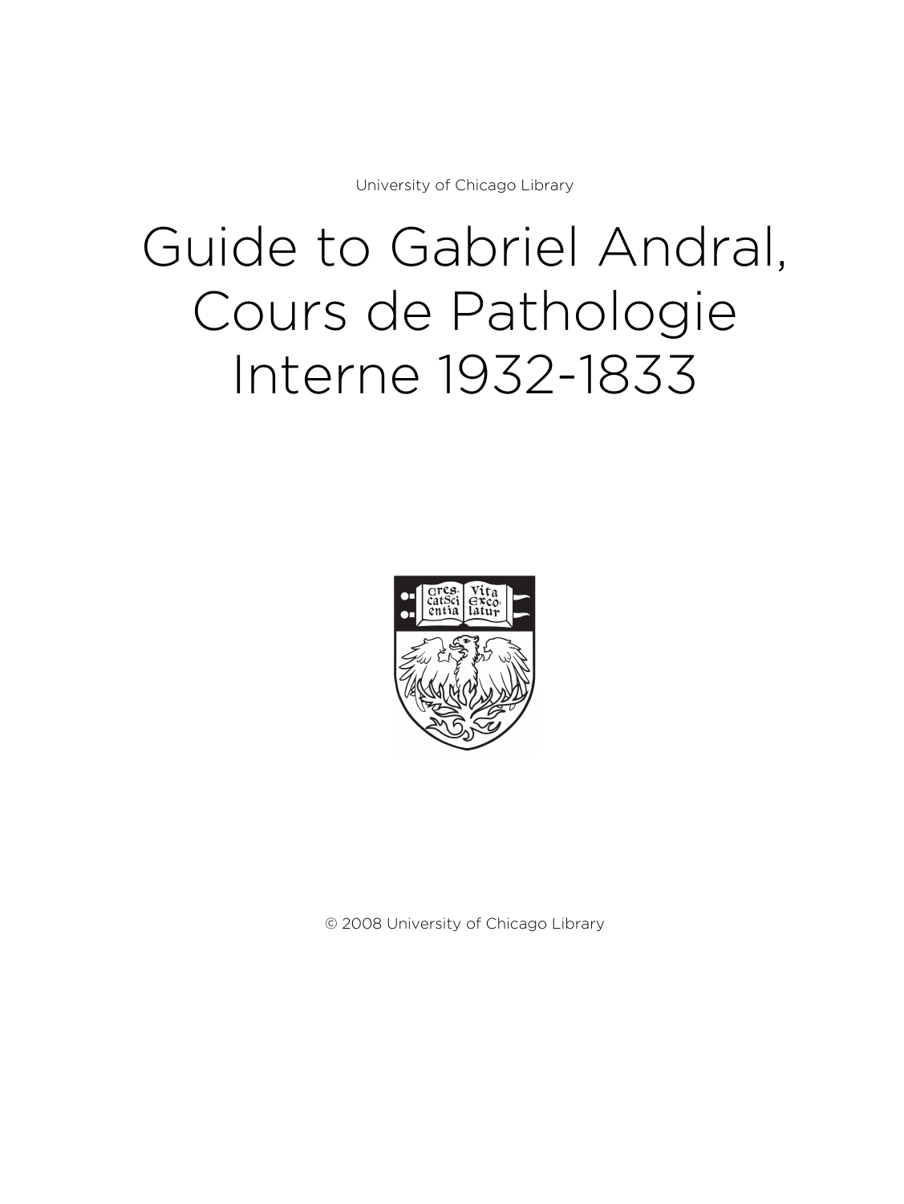University of Chicago Library

# Guide to Gabriel Andral, Cours de Pathologie Interne 1932-1833

© 2008 University of Chicago Library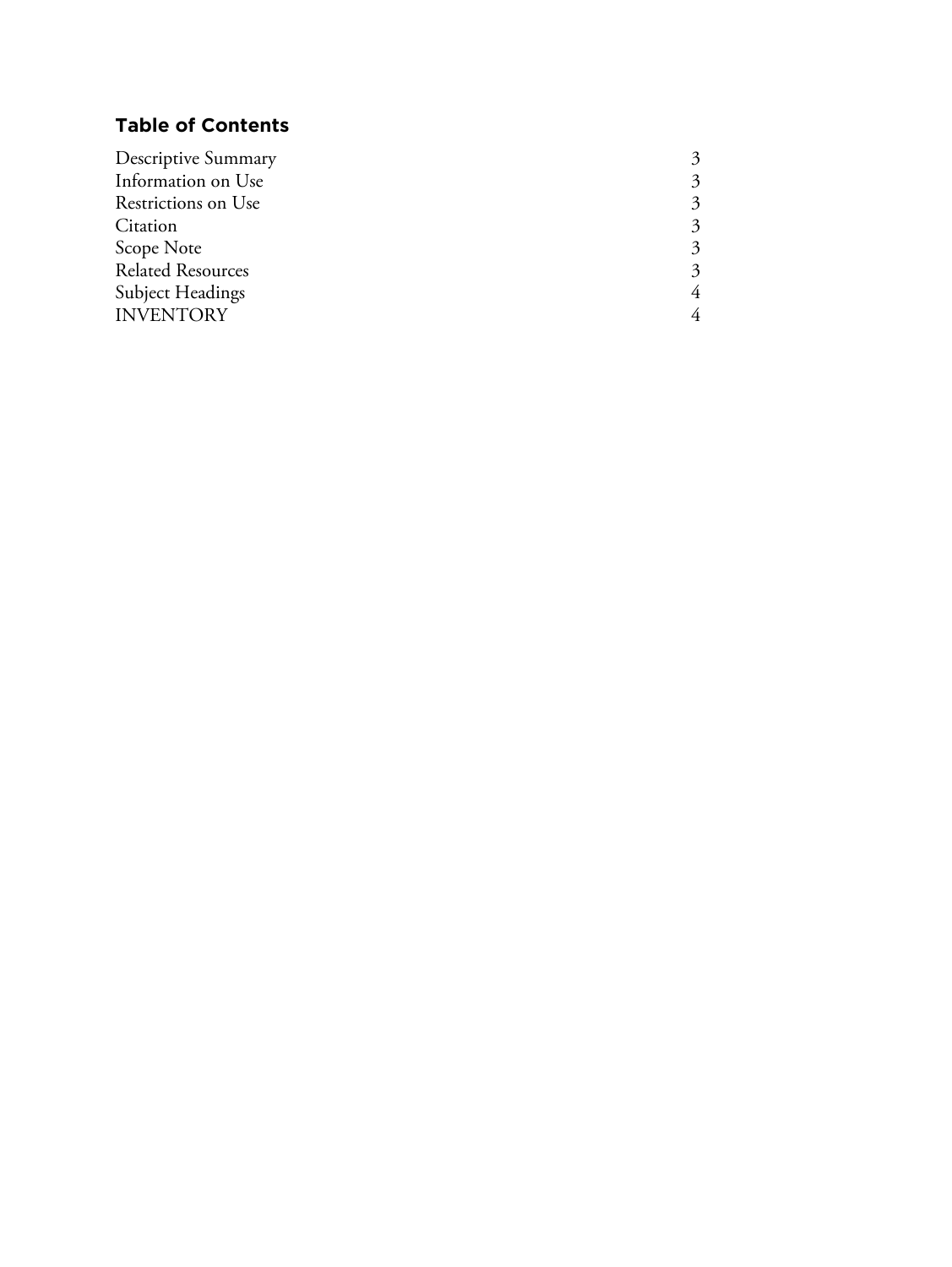## Table of Contents

| | |
|---|---|
| Descriptive Summary | 3 |
| Information on Use | 3 |
| Restrictions on Use | 3 |
| Citation | 3 |
| Scope Note | 3 |
| Related Resources | 3 |
| Subject Headings | 4 |
| INVENTORY | 4 |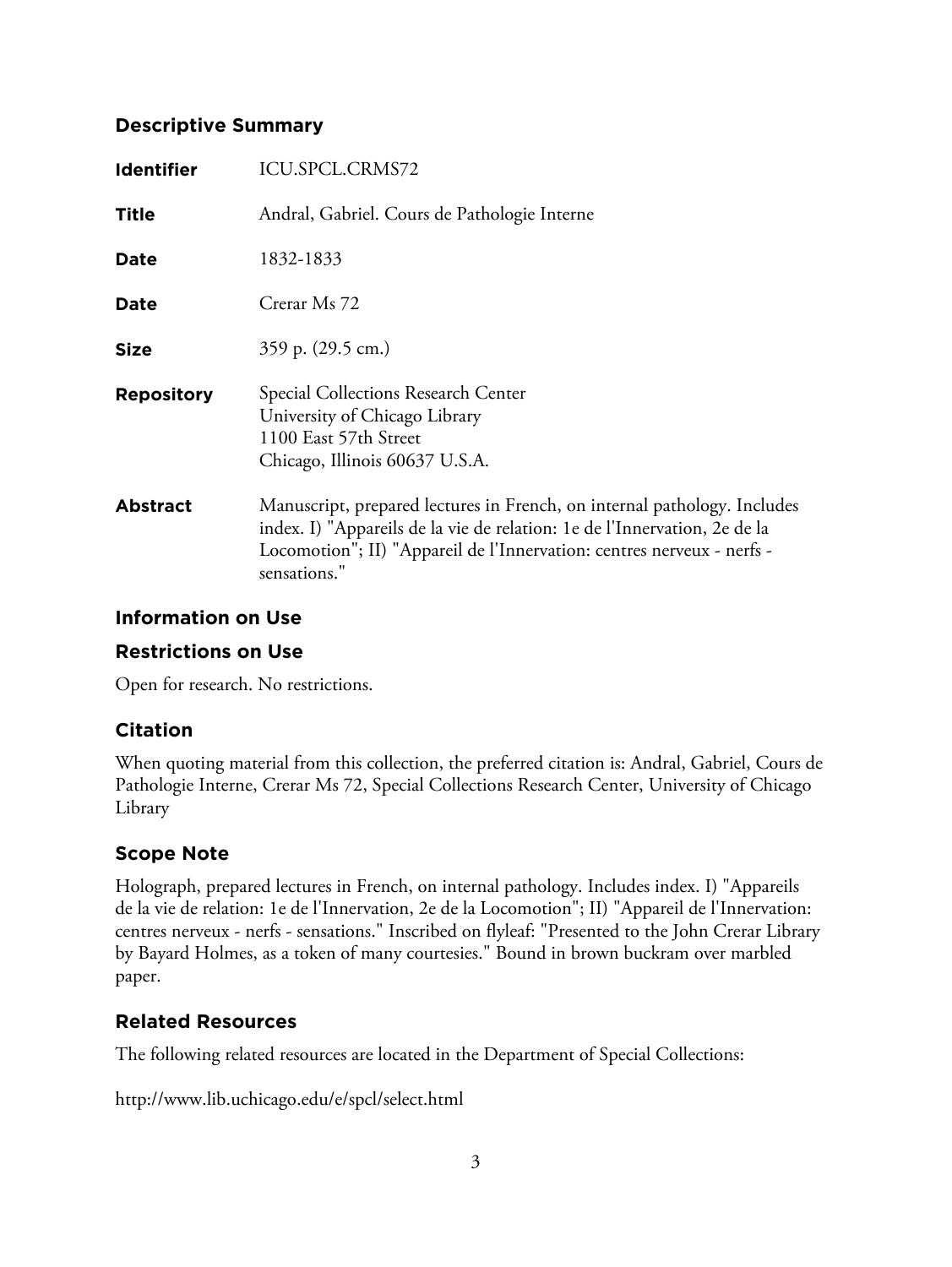## Descriptive Summary

| | |
|---|---|
| **Identifier** | ICU.SPCL.CRMS72 |
| **Title** | Andral, Gabriel. Cours de Pathologie Interne |
| **Date** | 1832-1833 |
| **Date** | Crerar Ms 72 |
| **Size** | 359 p. (29.5 cm.) |
| **Repository** | Special Collections Research Center<br>University of Chicago Library<br>1100 East 57th Street<br>Chicago, Illinois 60637 U.S.A. |
| **Abstract** | Manuscript, prepared lectures in French, on internal pathology. Includes index. I) "Appareils de la vie de relation: 1e de l'Innervation, 2e de la Locomotion"; II) "Appareil de l'Innervation: centres nerveux - nerfs - sensations." |

## Information on Use

### Restrictions on Use

Open for research. No restrictions.

### Citation

When quoting material from this collection, the preferred citation is: Andral, Gabriel, Cours de Pathologie Interne, Crerar Ms 72, Special Collections Research Center, University of Chicago Library

## Scope Note

Holograph, prepared lectures in French, on internal pathology. Includes index. I) "Appareils de la vie de relation: 1e de l'Innervation, 2e de la Locomotion"; II) "Appareil de l'Innervation: centres nerveux - nerfs - sensations." Inscribed on flyleaf: "Presented to the John Crerar Library by Bayard Holmes, as a token of many courtesies." Bound in brown buckram over marbled paper.

## Related Resources

The following related resources are located in the Department of Special Collections:

http://www.lib.uchicago.edu/e/spcl/select.html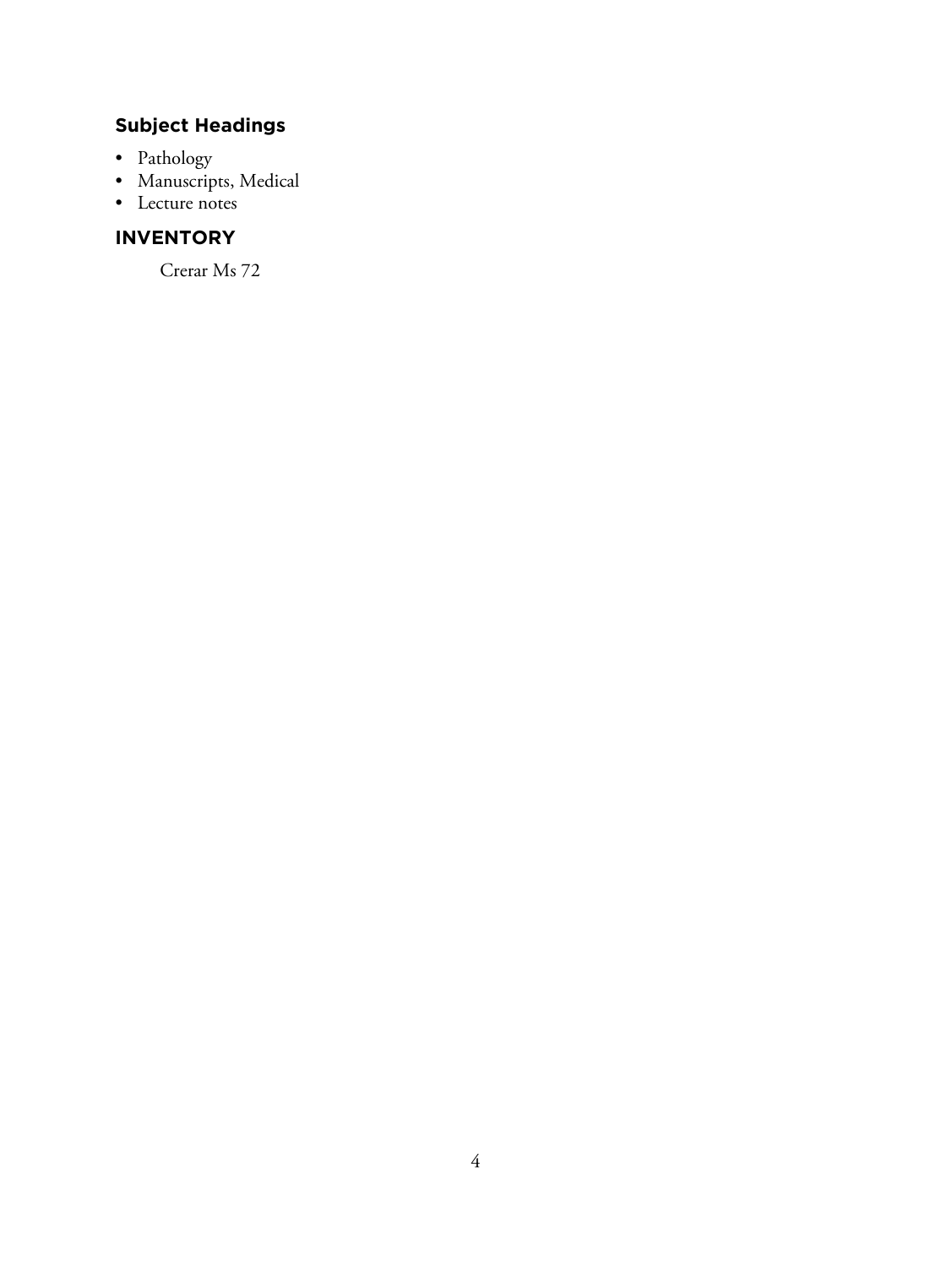## Subject Headings

- Pathology
- Manuscripts, Medical
- Lecture notes

## INVENTORY

Crerar Ms 72